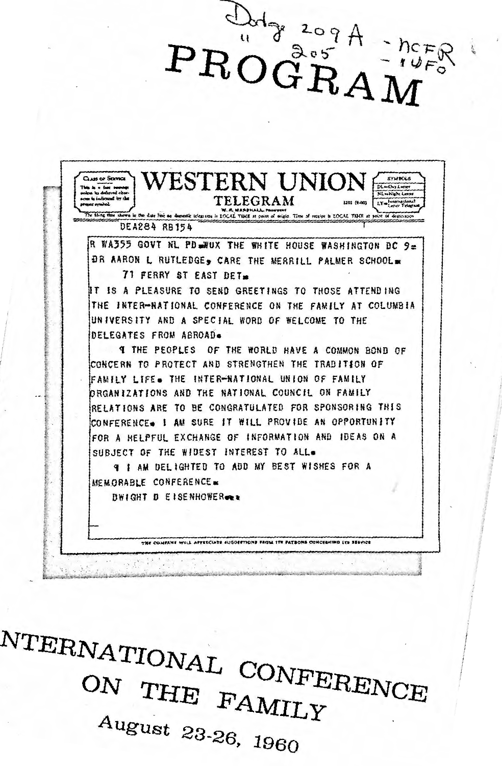Dodge 209A - NCFR
" 205 - IUFO

# PROGRAM

**WESTERN UNION**
**TELEGRAM**

DEA284 RB154

R WA355 GOVT NL PD=WUX THE WHITE HOUSE WASHINGTON DC 9=
DR AARON L RUTLEDGE, CARE THE MERRILL PALMER SCHOOL=
71 FERRY ST EAST DET=

IT IS A PLEASURE TO SEND GREETINGS TO THOSE ATTENDING THE INTER-NATIONAL CONFERENCE ON THE FAMILY AT COLUMBIA UNIVERSITY AND A SPECIAL WORD OF WELCOME TO THE DELEGATES FROM ABROAD.

¶ THE PEOPLES OF THE WORLD HAVE A COMMON BOND OF CONCERN TO PROTECT AND STRENGTHEN THE TRADITION OF FAMILY LIFE. THE INTER-NATIONAL UNION OF FAMILY ORGANIZATIONS AND THE NATIONAL COUNCIL ON FAMILY RELATIONS ARE TO BE CONGRATULATED FOR SPONSORING THIS CONFERENCE. I AM SURE IT WILL PROVIDE AN OPPORTUNITY FOR A HELPFUL EXCHANGE OF INFORMATION AND IDEAS ON A SUBJECT OF THE WIDEST INTEREST TO ALL.

¶ I AM DELIGHTED TO ADD MY BEST WISHES FOR A MEMORABLE CONFERENCE=

DWIGHT D EISENHOWER

# INTERNATIONAL CONFERENCE ON THE FAMILY

August 23-26, 1960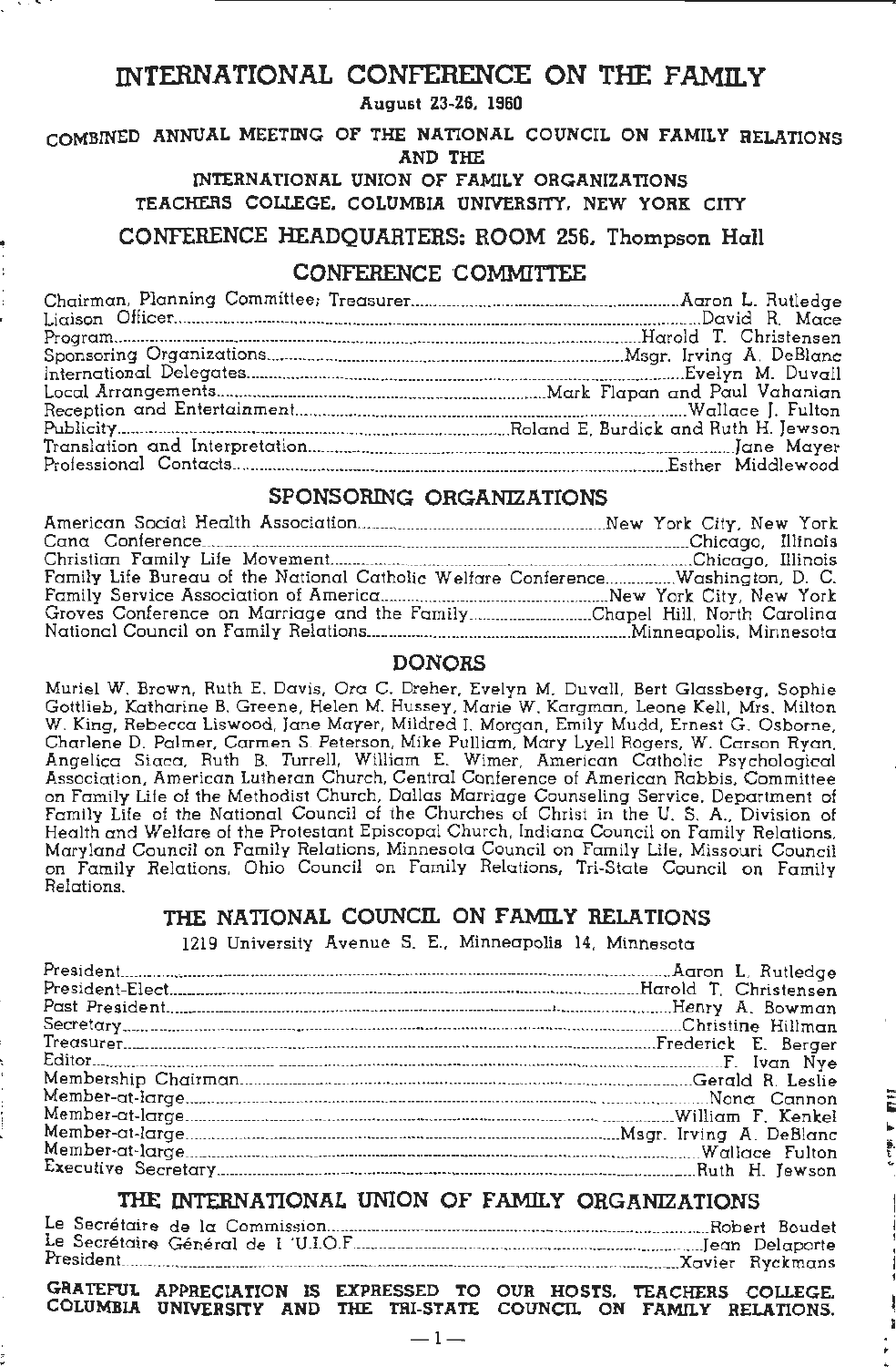# INTERNATIONAL CONFERENCE ON THE FAMILY

**August 23-26, 1960**

**COMBINED ANNUAL MEETING OF THE NATIONAL COUNCIL ON FAMILY RELATIONS AND THE INTERNATIONAL UNION OF FAMILY ORGANIZATIONS**

**TEACHERS COLLEGE, COLUMBIA UNIVERSITY, NEW YORK CITY**

## CONFERENCE HEADQUARTERS: ROOM 256, Thompson Hall

## CONFERENCE COMMITTEE

| | |
|---|---|
| Chairman, Planning Committee; Treasurer | Aaron L. Rutledge |
| Liaison Officer | David R. Mace |
| Program | Harold T. Christensen |
| Sponsoring Organizations | Msgr. Irving A. DeBlanc |
| International Delegates | Evelyn M. Duvall |
| Local Arrangements | Mark Flapan and Paul Vahanian |
| Reception and Entertainment | Wallace J. Fulton |
| Publicity | Roland E. Burdick and Ruth H. Jewson |
| Translation and Interpretation | Jane Mayer |
| Professional Contacts | Esther Middlewood |

## SPONSORING ORGANIZATIONS

| | |
|---|---|
| American Social Health Association | New York City, New York |
| Cana Conference | Chicago, Illinois |
| Christian Family Life Movement | Chicago, Illinois |
| Family Life Bureau of the National Catholic Welfare Conference | Washington, D. C. |
| Family Service Association of America | New York City, New York |
| Groves Conference on Marriage and the Family | Chapel Hill, North Carolina |
| National Council on Family Relations | Minneapolis, Minnesota |

## DONORS

Muriel W. Brown, Ruth E. Davis, Ora C. Dreher, Evelyn M. Duvall, Bert Glassberg, Sophie Gottlieb, Katharine B. Greene, Helen M. Hussey, Marie W. Kargman, Leone Kell, Mrs. Milton W. King, Rebecca Liswood, Jane Mayer, Mildred I. Morgan, Emily Mudd, Ernest G. Osborne, Charlene D. Palmer, Carmen S. Peterson, Mike Pulliam, Mary Lyell Rogers, W. Carson Ryan, Angelica Siaca, Ruth B. Turrell, William E. Wimer, American Catholic Psychological Association, American Lutheran Church, Central Conference of American Rabbis, Committee on Family Life of the Methodist Church, Dallas Marriage Counseling Service, Department of Family Life of the National Council of the Churches of Christ in the U. S. A., Division of Health and Welfare of the Protestant Episcopal Church, Indiana Council on Family Relations, Maryland Council on Family Relations, Minnesota Council on Family Life, Missouri Council on Family Relations, Ohio Council on Family Relations, Tri-State Council on Family Relations.

## THE NATIONAL COUNCIL ON FAMILY RELATIONS

1219 University Avenue S. E., Minneapolis 14, Minnesota

| | |
|---|---|
| President | Aaron L. Rutledge |
| President-Elect | Harold T. Christensen |
| Past President | Henry A. Bowman |
| Secretary | Christine Hillman |
| Treasurer | Frederick E. Berger |
| Editor | F. Ivan Nye |
| Membership Chairman | Gerald R. Leslie |
| Member-at-large | Nona Cannon |
| Member-at-large | William F. Kenkel |
| Member-at-large | Msgr. Irving A. DeBlanc |
| Member-at-large | Wallace Fulton |
| Executive Secretary | Ruth H. Jewson |

## THE INTERNATIONAL UNION OF FAMILY ORGANIZATIONS

| | |
|---|---|
| Le Secrétaire de la Commission | Robert Boudet |
| Le Secrétaire Général de l 'U.I.O.F | Jean Delaporte |
| President | Xavier Ryckmans |

**GRATEFUL APPRECIATION IS EXPRESSED TO OUR HOSTS, TEACHERS COLLEGE, COLUMBIA UNIVERSITY AND THE TRI-STATE COUNCIL ON FAMILY RELATIONS.**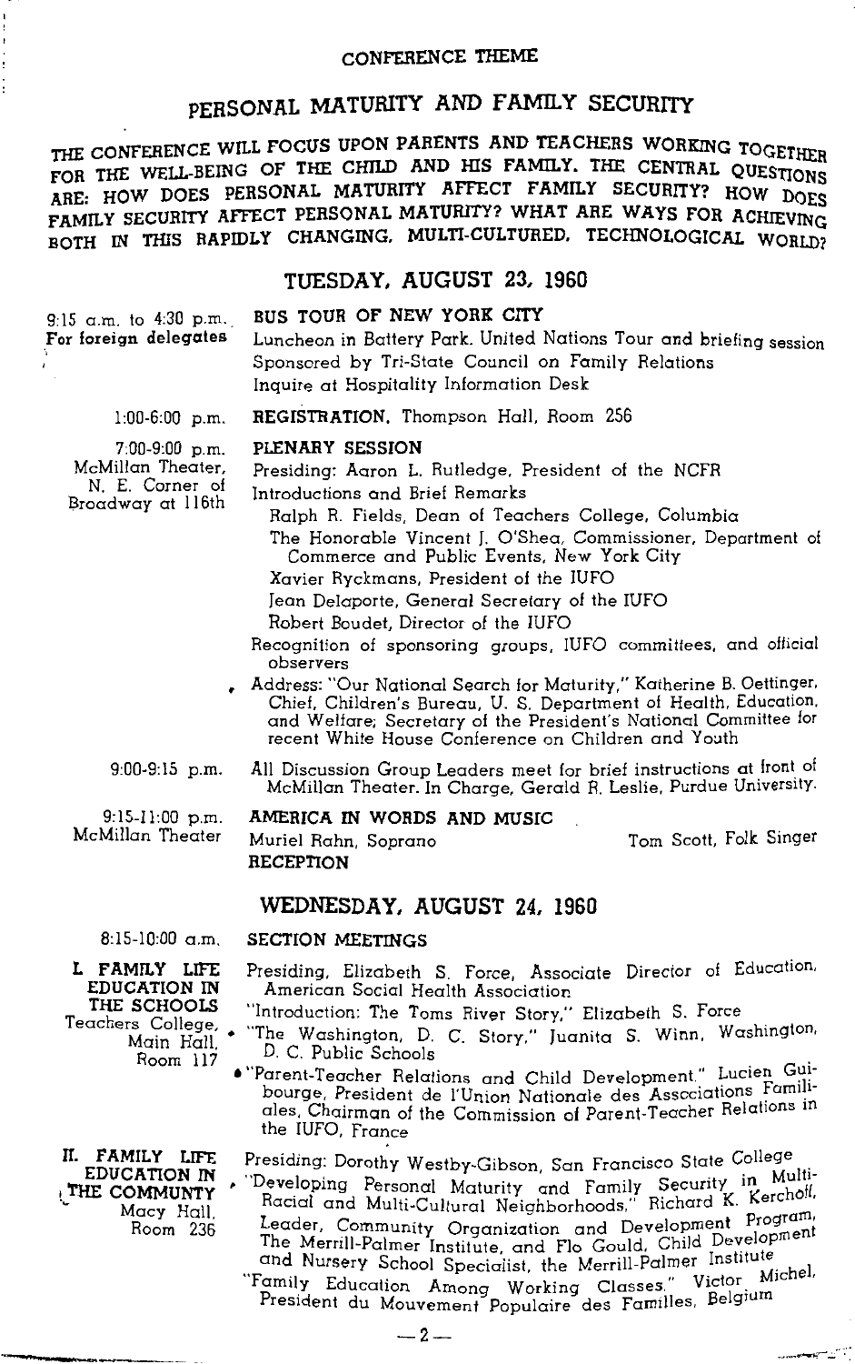## CONFERENCE THEME

# PERSONAL MATURITY AND FAMILY SECURITY

THE CONFERENCE WILL FOCUS UPON PARENTS AND TEACHERS WORKING TOGETHER FOR THE WELL-BEING OF THE CHILD AND HIS FAMILY. THE CENTRAL QUESTIONS ARE: HOW DOES PERSONAL MATURITY AFFECT FAMILY SECURITY? HOW DOES FAMILY SECURITY AFFECT PERSONAL MATURITY? WHAT ARE WAYS FOR ACHIEVING BOTH IN THIS RAPIDLY CHANGING, MULTI-CULTURED, TECHNOLOGICAL WORLD?

## TUESDAY, AUGUST 23, 1960

9:15 a.m. to 4:30 p.m.
**For foreign delegates**

**BUS TOUR OF NEW YORK CITY**
Luncheon in Battery Park. United Nations Tour and briefing session
Sponsored by Tri-State Council on Family Relations
Inquire at Hospitality Information Desk

1:00-6:00 p.m.

**REGISTRATION**, Thompson Hall, Room 256

7:00-9:00 p.m.
McMillan Theater, N. E. Corner of Broadway at 116th

**PLENARY SESSION**
Presiding: Aaron L. Rutledge, President of the NCFR
Introductions and Brief Remarks
- Ralph R. Fields, Dean of Teachers College, Columbia
- The Honorable Vincent J. O'Shea, Commissioner, Department of Commerce and Public Events, New York City
- Xavier Ryckmans, President of the IUFO
- Jean Delaporte, General Secretary of the IUFO
- Robert Boudet, Director of the IUFO

Recognition of sponsoring groups, IUFO committees, and official observers

Address: "Our National Search for Maturity," Katherine B. Oettinger, Chief, Children's Bureau, U. S. Department of Health, Education, and Welfare; Secretary of the President's National Committee for recent White House Conference on Children and Youth

9:00-9:15 p.m.

All Discussion Group Leaders meet for brief instructions at front of McMillan Theater. In Charge, Gerald R. Leslie, Purdue University.

9:15-11:00 p.m.
McMillan Theater

**AMERICA IN WORDS AND MUSIC**
Muriel Rahn, Soprano — Tom Scott, Folk Singer
**RECEPTION**

## WEDNESDAY, AUGUST 24, 1960

8:15-10:00 a.m.

**SECTION MEETINGS**

**I. FAMILY LIFE EDUCATION IN THE SCHOOLS**
Teachers College, Main Hall, Room 117

Presiding, Elizabeth S. Force, Associate Director of Education, American Social Health Association
- "Introduction: The Toms River Story," Elizabeth S. Force
- "The Washington, D. C. Story," Juanita S. Winn, Washington, D. C. Public Schools
- "Parent-Teacher Relations and Child Development," Lucien Guibourge, President de l'Union Nationale des Associations Familiales, Chairman of the Commission of Parent-Teacher Relations in the IUFO, France

**II. FAMILY LIFE EDUCATION IN THE COMMUNTY**
Macy Hall, Room 236

Presiding: Dorothy Westby-Gibson, San Francisco State College
- "Developing Personal Maturity and Family Security in Multi-Racial and Multi-Cultural Neighborhoods," Richard K. Kerckhoff, Leader, Community Organization and Development Program, The Merrill-Palmer Institute, and Flo Gould, Child Development and Nursery School Specialist, the Merrill-Palmer Institute
- "Family Education Among Working Classes," Victor Michel, President du Mouvement Populaire des Familles, Belgium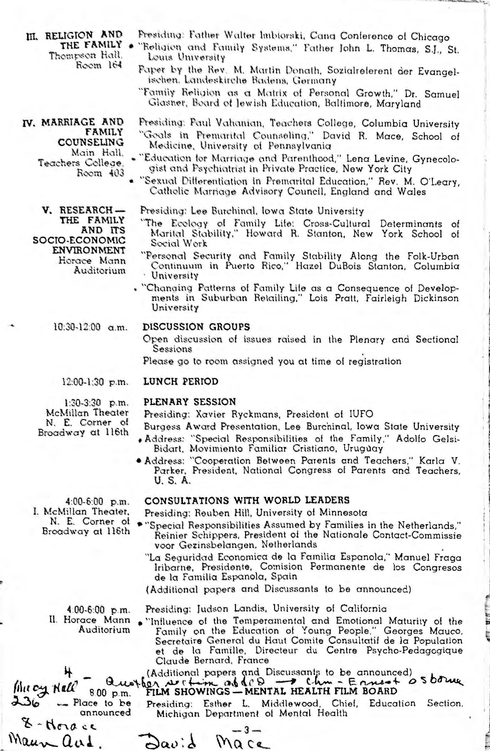**III. RELIGION AND THE FAMILY**
Thompson Hall, Room 164

Presiding: Father Walter Imbiorski, Cana Conference of Chicago

- "Religion and Family Systems," Father John L. Thomas, S.J., St. Louis University

Paper by the Rev. M. Martin Donath, Sozialreferent der Evangelischen Landeskirche Badens, Germany

"Family Religion as a Matrix of Personal Growth," Dr. Samuel Glasner, Board of Jewish Education, Baltimore, Maryland

**IV. MARRIAGE AND FAMILY COUNSELING**
Main Hall, Teachers College, Room 403

Presiding: Paul Vahanian, Teachers College, Columbia University

"Goals in Premarital Counseling," David R. Mace, School of Medicine, University of Pennsylvania

- "Education for Marriage and Parenthood," Lena Levine, Gynecologist and Psychiatrist in Private Practice, New York City
- "Sexual Differentiation in Premarital Education," Rev. M. O'Leary, Catholic Marriage Advisory Council, England and Wales

**V. RESEARCH — THE FAMILY AND ITS SOCIO-ECONOMIC ENVIRONMENT**
Horace Mann Auditorium

Presiding: Lee Burchinal, Iowa State University

"The Ecology of Family Life: Cross-Cultural Determinants of Marital Stability," Howard R. Stanton, New York School of Social Work

"Personal Security and Family Stability Along the Folk-Urban Continuum in Puerto Rico," Hazel DuBois Stanton, Columbia University

- "Changing Patterns of Family Life as a Consequence of Developments in Suburban Retailing," Lois Pratt, Fairleigh Dickinson University

10:30-12:00 a.m. **DISCUSSION GROUPS**

Open discussion of issues raised in the Plenary and Sectional Sessions

Please go to room assigned you at time of registration

12:00-1:30 p.m. **LUNCH PERIOD**

1:30-3:30 p.m. **PLENARY SESSION**
McMillan Theater, N. E. Corner of Broadway at 116th

Presiding: Xavier Ryckmans, President of IUFO

Burgess Award Presentation, Lee Burchinal, Iowa State University

- Address: "Special Responsibilities of the Family," Adolfo Gelsi-Bidart, Movimiento Familiar Cristiano, Uruguay
- Address: "Cooperation Between Parents and Teachers," Karla V. Parker, President, National Congress of Parents and Teachers, U. S. A.

4:00-6:00 p.m. **CONSULTATIONS WITH WORLD LEADERS**
I. McMillan Theater, N. E. Corner of Broadway at 116th

Presiding: Reuben Hill, University of Minnesota

- "Special Responsibilities Assumed by Families in the Netherlands," Reinier Schippers, President of the Nationale Contact-Commissie voor Gezinsbelangen, Netherlands

"La Seguridad Economica de la Familia Espanola," Manuel Fraga Iribarne, Presidente, Comision Permanente de los Congresos de la Familia Espanola, Spain

(Additional papers and Discussants to be announced)

4:00-6:00 p.m.
II. Horace Mann Auditorium

Presiding: Judson Landis, University of California

- "Influence of the Temperamental and Emotional Maturity of the Family on the Education of Young People," Georges Mauco, Secretaire General du Haut Comite Consultatif de la Population et de la Famille, Directeur du Centre Psycho-Pedagogique Claude Bernard, France

(Additional papers and Discussants to be announced)

4 — Macy Hall 236 — Another section added → Chm - Ernest Osborne

8:00 p.m. — Place to be announced **FILM SHOWINGS — MENTAL HEALTH FILM BOARD**

8 - Horace Mann Aud.

Presiding: Esther L. Middlewood, Chief, Education Section, Michigan Department of Mental Health

David Mace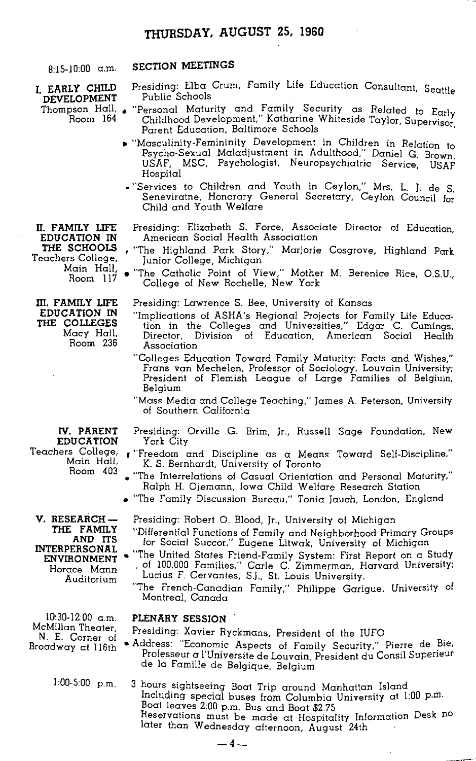## THURSDAY, AUGUST 25, 1960

**8:15-10:00 a.m.** **SECTION MEETINGS**

**I. EARLY CHILD DEVELOPMENT**
Thompson Hall, Room 164

Presiding: Elba Crum, Family Life Education Consultant, Seattle Public Schools

- "Personal Maturity and Family Security as Related to Early Childhood Development," Katharine Whiteside Taylor, Supervisor, Parent Education, Baltimore Schools
- "Masculinity-Femininity Development in Children in Relation to Psycho-Sexual Maladjustment in Adulthood," Daniel G. Brown, USAF, MSC, Psychologist, Neuropsychiatric Service, USAF Hospital
- "Services to Children and Youth in Ceylon," Mrs. L. J. de S. Seneviratne, Honorary General Secretary, Ceylon Council for Child and Youth Welfare

**II. FAMILY LIFE EDUCATION IN THE SCHOOLS**
Teachers College, Main Hall, Room 117

Presiding: Elizabeth S. Force, Associate Director of Education, American Social Health Association

- "The Highland Park Story," Marjorie Cosgrove, Highland Park Junior College, Michigan
- "The Catholic Point of View," Mother M. Berenice Rice, O.S.U., College of New Rochelle, New York

**III. FAMILY LIFE EDUCATION IN THE COLLEGES**
Macy Hall, Room 236

Presiding: Lawrence S. Bee, University of Kansas

"Implications of ASHA's Regional Projects for Family Life Education in the Colleges and Universities," Edgar C. Cumings, Director, Division of Education, American Social Health Association

"Colleges Education Toward Family Maturity: Facts and Wishes," Frans van Mechelen, Professor of Sociology, Louvain University; President of Flemish League of Large Families of Belgium, Belgium

"Mass Media and College Teaching," James A. Peterson, University of Southern California

**IV. PARENT EDUCATION**
Teachers College, Main Hall, Room 403

Presiding: Orville G. Brim, Jr., Russell Sage Foundation, New York City

- "Freedom and Discipline as a Means Toward Self-Discipline," K. S. Bernhardt, University of Toronto
- "The Interrelations of Casual Orientation and Personal Maturity," Ralph H. Ojemann, Iowa Child Welfare Research Station
- "The Family Discussion Bureau," Tonia Jauch, London, England

**V. RESEARCH — THE FAMILY AND ITS INTERPERSONAL ENVIRONMENT**
Horace Mann Auditorium

Presiding: Robert O. Blood, Jr., University of Michigan

"Differential Functions of Family and Neighborhood Primary Groups for Social Succor," Eugene Litwak, University of Michigan

- "The United States Friend-Family System: First Report on a Study of 100,000 Families," Carle C. Zimmerman, Harvard University; Lucius F. Cervantes, S.J., St. Louis University.

"The French-Canadian Family," Philippe Garigue, University of Montreal, Canada

**10:30-12:00 a.m.** **PLENARY SESSION**
McMillan Theater, N. E. Corner of Broadway at 116th

Presiding: Xavier Ryckmans, President of the IUFO

- Address: "Economic Aspects of Family Security," Pierre de Bie, Professeur a l'Universite de Louvain, President du Consil Superieur de la Famille de Belgique, Belgium

**1:00-5:00 p.m.** 3 hours sightseeing Boat Trip around Manhattan Island
Including special buses from Columbia University at 1:00 p.m.
Boat leaves 2:00 p.m. Bus and Boat $2.75
Reservations must be made at Hospitality Information Desk no later than Wednesday afternoon, August 24th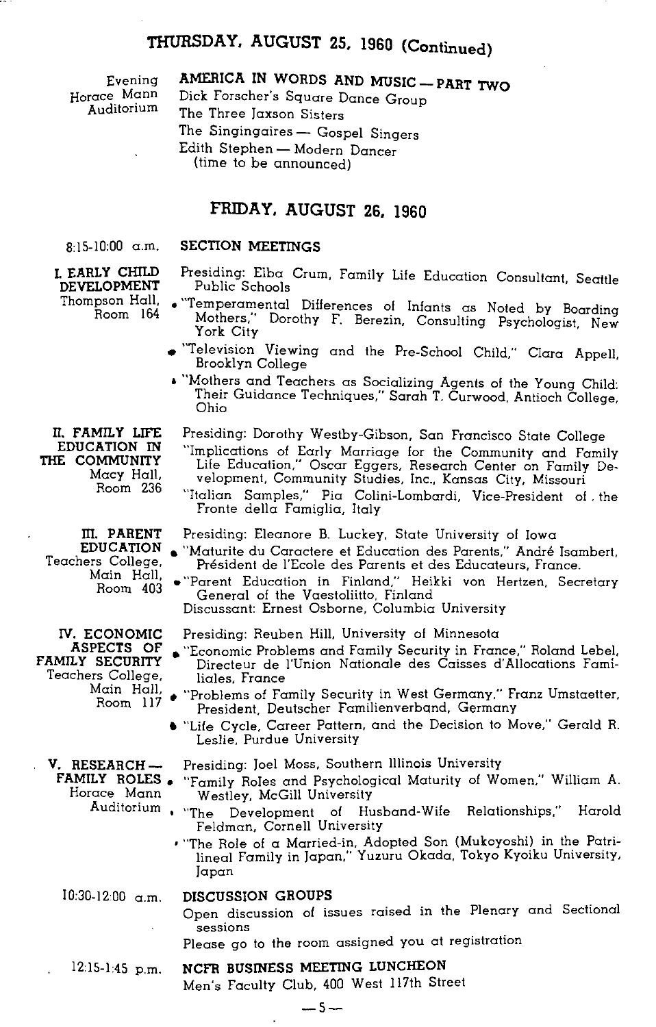## THURSDAY, AUGUST 25, 1960 (Continued)

Evening
Horace Mann Auditorium

**AMERICA IN WORDS AND MUSIC — PART TWO**

Dick Forscher's Square Dance Group
The Three Jaxson Sisters
The Singingaires — Gospel Singers
Edith Stephen — Modern Dancer
(time to be announced)

## FRIDAY, AUGUST 26, 1960

8:15-10:00 a.m. **SECTION MEETINGS**

**I. EARLY CHILD DEVELOPMENT**
Thompson Hall, Room 164

Presiding: Elba Crum, Family Life Education Consultant, Seattle Public Schools

- "Temperamental Differences of Infants as Noted by Boarding Mothers," Dorothy F. Berezin, Consulting Psychologist, New York City
- "Television Viewing and the Pre-School Child," Clara Appell, Brooklyn College
- "Mothers and Teachers as Socializing Agents of the Young Child: Their Guidance Techniques," Sarah T. Curwood, Antioch College, Ohio

**II. FAMILY LIFE EDUCATION IN THE COMMUNITY**
Macy Hall, Room 236

Presiding: Dorothy Westby-Gibson, San Francisco State College

"Implications of Early Marriage for the Community and Family Life Education," Oscar Eggers, Research Center on Family Development, Community Studies, Inc., Kansas City, Missouri

"Italian Samples," Pia Colini-Lombardi, Vice-President of the Fronte della Famiglia, Italy

**III. PARENT EDUCATION**
Teachers College, Main Hall, Room 403

Presiding: Eleanore B. Luckey, State University of Iowa

- "Maturite du Caractere et Education des Parents," André Isambert, Président de l'Ecole des Parents et des Educateurs, France.
- "Parent Education in Finland," Heikki von Hertzen, Secretary General of the Vaestoliitto, Finland

Discussant: Ernest Osborne, Columbia University

**IV. ECONOMIC ASPECTS OF FAMILY SECURITY**
Teachers College, Main Hall, Room 117

Presiding: Reuben Hill, University of Minnesota

- "Economic Problems and Family Security in France," Roland Lebel, Directeur de l'Union Nationale des Caisses d'Allocations Familiales, France
- "Problems of Family Security in West Germany," Franz Umstaetter, President, Deutscher Familienverband, Germany
- "Life Cycle, Career Pattern, and the Decision to Move," Gerald R. Leslie, Purdue University

**V. RESEARCH — FAMILY ROLES**
Horace Mann Auditorium

Presiding: Joel Moss, Southern Illinois University

- "Family Roles and Psychological Maturity of Women," William A. Westley, McGill University
- "The Development of Husband-Wife Relationships," Harold Feldman, Cornell University
- "The Role of a Married-in, Adopted Son (Mukoyoshi) in the Patrilineal Family in Japan," Yuzuru Okada, Tokyo Kyoiku University, Japan

10:30-12:00 a.m. **DISCUSSION GROUPS**

Open discussion of issues raised in the Plenary and Sectional sessions

Please go to the room assigned you at registration

12:15-1:45 p.m. **NCFR BUSINESS MEETING LUNCHEON**

Men's Faculty Club, 400 West 117th Street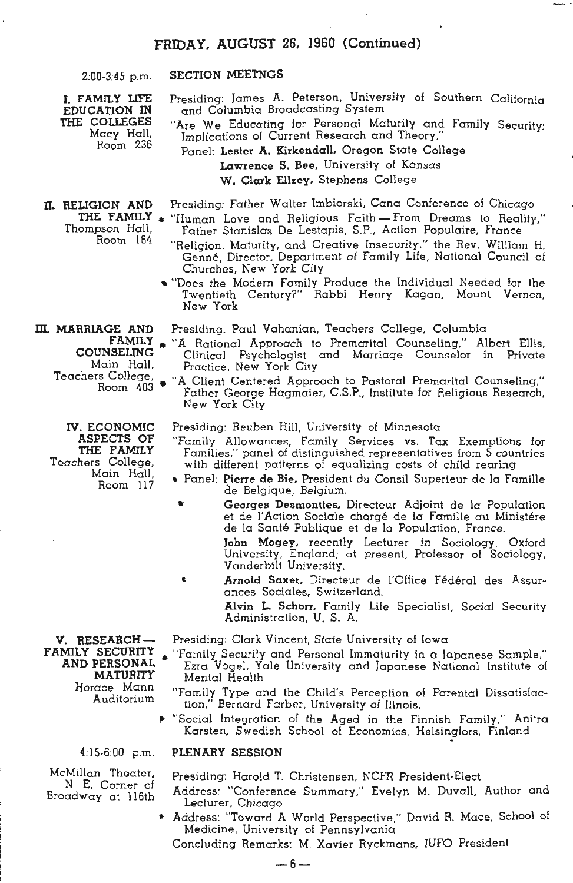## FRIDAY, AUGUST 26, 1960 (Continued)

**2:00-3:45 p.m. SECTION MEETNGS**

**I. FAMILY LIFE EDUCATION IN THE COLLEGES**
Macy Hall, Room 236

Presiding: James A. Peterson, University of Southern California and Columbia Broadcasting System

"Are We Educating for Personal Maturity and Family Security: Implications of Current Research and Theory,"

Panel: **Lester A. Kirkendall**, Oregon State College
**Lawrence S. Bee**, University of Kansas
**W. Clark Ellzey**, Stephens College

**II. RELIGION AND THE FAMILY**
Thompson Hall, Room 164

Presiding: Father Walter Imbiorski, Cana Conference of Chicago

- "Human Love and Religious Faith — From Dreams to Reality," Father Stanislas De Lestapis, S.P., Action Populaire, France

"Religion, Maturity, and Creative Insecurity," the Rev. William H. Genné, Director, Department of Family Life, National Council of Churches, New York City

- "Does the Modern Family Produce the Individual Needed for the Twentieth Century?" Rabbi Henry Kagan, Mount Vernon, New York

**III. MARRIAGE AND FAMILY COUNSELING**
Main Hall, Teachers College, Room 403

Presiding: Paul Vahanian, Teachers College, Columbia

- "A Rational Approach to Premarital Counseling," Albert Ellis, Clinical Psychologist and Marriage Counselor in Private Practice, New York City
- "A Client Centered Approach to Pastoral Premarital Counseling," Father George Hagmaier, C.S.P., Institute for Religious Research, New York City

**IV. ECONOMIC ASPECTS OF THE FAMILY**
Teachers College, Main Hall, Room 117

Presiding: Reuben Hill, University of Minnesota

"Family Allowances, Family Services vs. Tax Exemptions for Families," panel of distinguished representatives from 5 countries with different patterns of equalizing costs of child rearing

- Panel: **Pierre de Bie**, President du Consil Superieur de la Famille de Belgique, Belgium.
- **Georges Desmonttes**, Directeur Adjoint de la Population et de l'Action Sociale chargé de la Famille au Ministére de la Santé Publique et de la Population, France.

**John Mogey**, recently Lecturer in Sociology, Oxford University, England; at present, Professor of Sociology, Vanderbilt University.

- **Arnold Saxer**, Directeur de l'Office Fédéral des Assurances Sociales, Switzerland.

**Alvin L. Schorr**, Family Life Specialist, Social Security Administration, U. S. A.

**V. RESEARCH — FAMILY SECURITY AND PERSONAL MATURITY**
Horace Mann Auditorium

Presiding: Clark Vincent, State University of Iowa

- "Family Security and Personal Immaturity in a Japanese Sample," Ezra Vogel, Yale University and Japanese National Institute of Mental Health

"Family Type and the Child's Perception of Parental Dissatisfaction," Bernard Farber, University of Illnois.

- "Social Integration of the Aged in the Finnish Family," Anitra Karsten, Swedish School of Economics, Helsinglors, Finland

**4:15-6:00 p.m. PLENARY SESSION**

McMillan Theater, N. E. Corner of Broadway at 116th

Presiding: Harold T. Christensen, NCFR President-Elect

Address: "Conference Summary," Evelyn M. Duvall, Author and Lecturer, Chicago

- Address: "Toward A World Perspective," David R. Mace, School of Medicine, University of Pennsylvania

Concluding Remarks: M. Xavier Ryckmans, IUFO President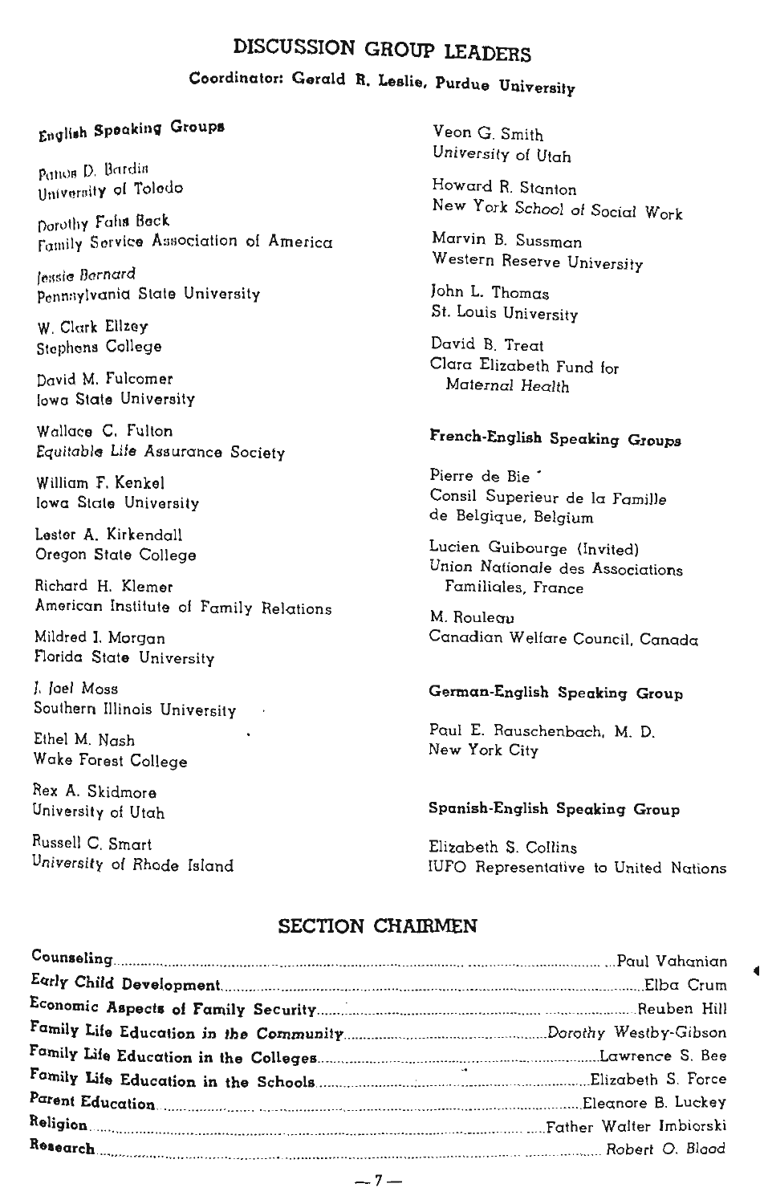## DISCUSSION GROUP LEADERS

**Coordinator: Gerald R. Leslie, Purdue University**

### English Speaking Groups

Panos D. Bardis
University of Toledo

Dorothy Fahs Beck
Family Service Association of America

Jessie Bernard
Pennsylvania State University

W. Clark Ellzey
Stephens College

David M. Fulcomer
Iowa State University

Wallace C. Fulton
*Equitable Life* Assurance Society

William F. Kenkel
Iowa State University

Lester A. Kirkendall
Oregon State College

Richard H. Klemer
American Institute of Family Relations

Mildred I. Morgan
Florida State University

J. Joel Moss
Southern Illinois University

Ethel M. Nash
Wake Forest College

Rex A. Skidmore
University of Utah

Russell C. Smart
University of Rhode Island

Veon G. Smith
*University of Utah*

Howard R. Stanton
New York *School* of Social Work

Marvin B. Sussman
Western Reserve University

John L. Thomas
St. Louis University

David B. Treat
Clara Elizabeth Fund for *Maternal Health*

### French-English Speaking Groups

Pierre de Bie
Consil Superieur de la Famille de Belgique, Belgium

Lucien Guibourge (Invited)
Union Nationale des Associations Familiales, France

M. Rouleau
Canadian Welfare Council, Canada

### German-English Speaking Group

Paul E. Rauschenbach, M. D.
New York City

### Spanish-English Speaking Group

Elizabeth S. Collins
IUFO Representative to United Nations

## SECTION CHAIRMEN

| | |
|---|---|
| **Counseling** | Paul Vahanian |
| **Early Child Development** | Elba Crum |
| **Economic Aspects of Family Security** | Reuben Hill |
| **Family Life Education in the Community** | Dorothy Westby-Gibson |
| **Family Life Education in the Colleges** | Lawrence S. Bee |
| **Family Life Education in the Schools** | Elizabeth S. Force |
| **Parent Education** | Eleanore B. Luckey |
| **Religion** | Father Walter Imbiorski |
| **Research** | Robert O. Blood |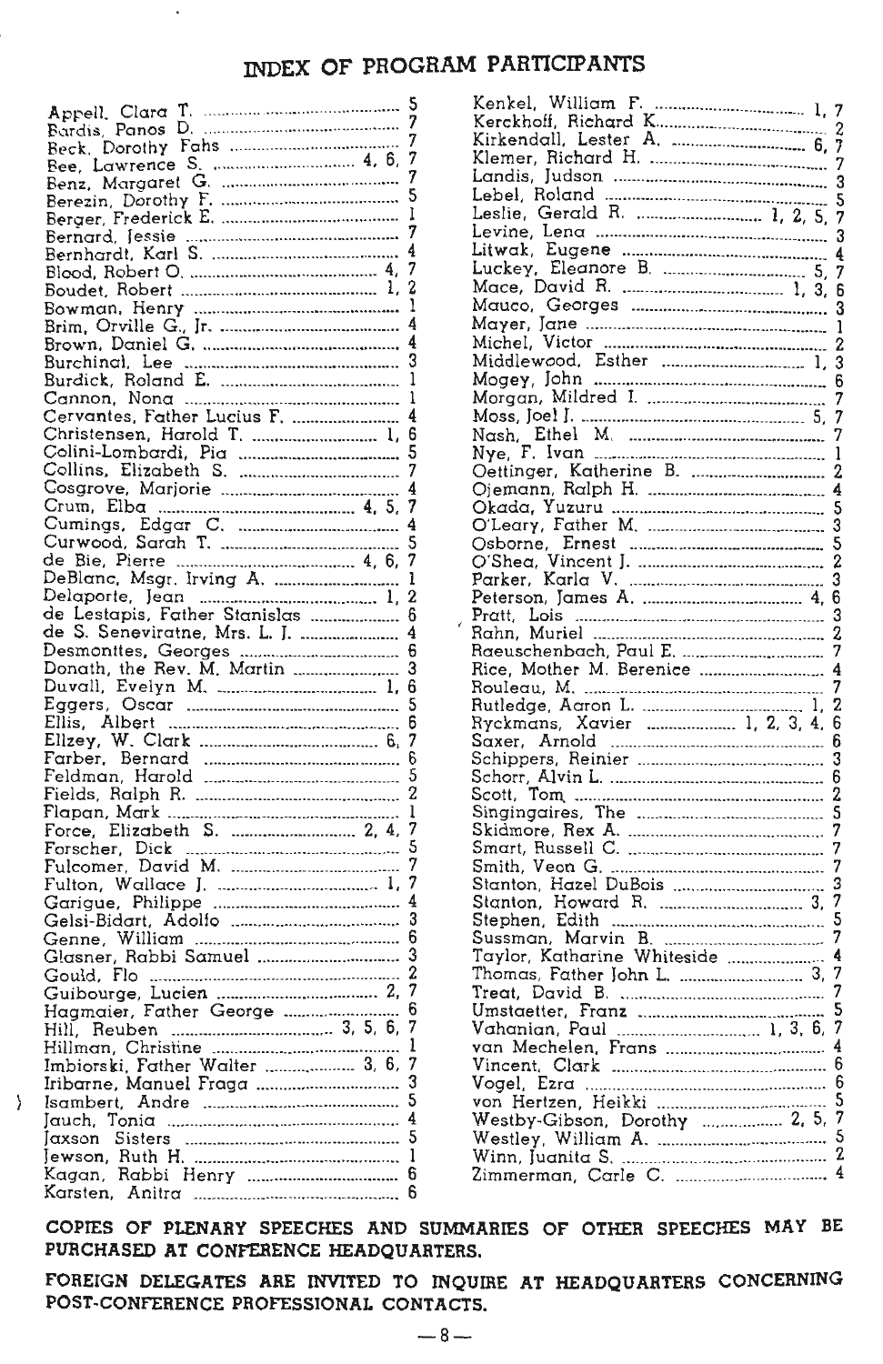# INDEX OF PROGRAM PARTICIPANTS

Appell, Clara T. .......... 5
Bardis, Panos D. .......... 7
Beck, Dorothy Fahs .......... 7
Bee, Lawrence S. .......... 4, 6, 7
Benz, Margaret G. .......... 7
Berezin, Dorothy F. .......... 5
Berger, Frederick E. .......... 1
Bernard, Jessie .......... 7
Bernhardt, Karl S. .......... 4
Blood, Robert O. .......... 4, 7
Boudet, Robert .......... 1, 2
Bowman, Henry .......... 1
Brim, Orville G., Jr. .......... 4
Brown, Daniel G. .......... 4
Burchinal, Lee .......... 3
Burdick, Roland E. .......... 1
Cannon, Nona .......... 1
Cervantes, Father Lucius F. .......... 4
Christensen, Harold T. .......... 1, 6
Colini-Lombardi, Pia .......... 5
Collins, Elizabeth S. .......... 7
Cosgrove, Marjorie .......... 4
Crum, Elba .......... 4, 5, 7
Cumings, Edgar C. .......... 4
Curwood, Sarah T. .......... 5
de Bie, Pierre .......... 4, 6, 7
DeBlanc, Msgr. Irving A. .......... 1
Delaporte, Jean .......... 1, 2
de Lestapis, Father Stanislas .......... 6
de S. Seneviratne, Mrs. L. J. .......... 4
Desmonttes, Georges .......... 6
Donath, the Rev. M. Martin .......... 3
Duvall, Evelyn M. .......... 1, 6
Eggers, Oscar .......... 5
Ellis, Albert .......... 6
Ellzey, W. Clark .......... 6, 7
Farber, Bernard .......... 6
Feldman, Harold .......... 5
Fields, Ralph R. .......... 2
Flapan, Mark .......... 1
Force, Elizabeth S. .......... 2, 4, 7
Forscher, Dick .......... 5
Fulcomer, David M. .......... 7
Fulton, Wallace J. .......... 1, 7
Garigue, Philippe .......... 4
Gelsi-Bidart, Adolfo .......... 3
Genne, William .......... 6
Glasner, Rabbi Samuel .......... 3
Gould, Flo .......... 2
Guibourge, Lucien .......... 2, 7
Hagmaier, Father George .......... 6
Hill, Reuben .......... 3, 5, 6, 7
Hillman, Christine .......... 1
Imbiorski, Father Walter .......... 3, 6, 7
Iribarne, Manuel Fraga .......... 3
Isambert, Andre .......... 5
Jauch, Tonia .......... 4
Jaxson Sisters .......... 5
Jewson, Ruth H. .......... 1
Kagan, Rabbi Henry .......... 6
Karsten, Anitra .......... 6
Kenkel, William F. .......... 1, 7
Kerckhoff, Richard K. .......... 2
Kirkendall, Lester A. .......... 6, 7
Klemer, Richard H. .......... 7
Landis, Judson .......... 3
Lebel, Roland .......... 5
Leslie, Gerald R. .......... 1, 2, 5, 7
Levine, Lena .......... 3
Litwak, Eugene .......... 4
Luckey, Eleanore B. .......... 5, 7
Mace, David R. .......... 1, 3, 6
Mauco, Georges .......... 3
Mayer, Jane .......... 1
Michel, Victor .......... 2
Middlewood, Esther .......... 1, 3
Mogey, John .......... 6
Morgan, Mildred I. .......... 7
Moss, Joel J. .......... 5, 7
Nash, Ethel M. .......... 7
Nye, F. Ivan .......... 1
Oettinger, Katherine B. .......... 2
Ojemann, Ralph H. .......... 4
Okada, Yuzuru .......... 5
O'Leary, Father M. .......... 3
Osborne, Ernest .......... 5
O'Shea, Vincent J. .......... 2
Parker, Karla V. .......... 3
Peterson, James A. .......... 4, 6
Pratt, Lois .......... 3
Rahn, Muriel .......... 2
Raeuschenbach, Paul E. .......... 7
Rice, Mother M. Berenice .......... 4
Rouleau, M. .......... 7
Rutledge, Aaron L. .......... 1, 2
Ryckmans, Xavier .......... 1, 2, 3, 4, 6
Saxer, Arnold .......... 6
Schippers, Reinier .......... 3
Schorr, Alvin L. .......... 6
Scott, Tom .......... 2
Singingaires, The .......... 5
Skidmore, Rex A. .......... 7
Smart, Russell C. .......... 7
Smith, Veon G. .......... 7
Stanton, Hazel DuBois .......... 3
Stanton, Howard R. .......... 3, 7
Stephen, Edith .......... 5
Sussman, Marvin B. .......... 7
Taylor, Katharine Whiteside .......... 4
Thomas, Father John L. .......... 3, 7
Treat, David B. .......... 7
Umstaetter, Franz .......... 5
Vahanian, Paul .......... 1, 3, 6, 7
van Mechelen, Frans .......... 4
Vincent, Clark .......... 6
Vogel, Ezra .......... 6
von Hertzen, Heikki .......... 5
Westby-Gibson, Dorothy .......... 2, 5, 7
Westley, William A. .......... 5
Winn, Juanita S. .......... 2
Zimmerman, Carle C. .......... 4

**COPIES OF PLENARY SPEECHES AND SUMMARIES OF OTHER SPEECHES MAY BE PURCHASED AT CONFERENCE HEADQUARTERS.**

**FOREIGN DELEGATES ARE INVITED TO INQUIRE AT HEADQUARTERS CONCERNING POST-CONFERENCE PROFESSIONAL CONTACTS.**